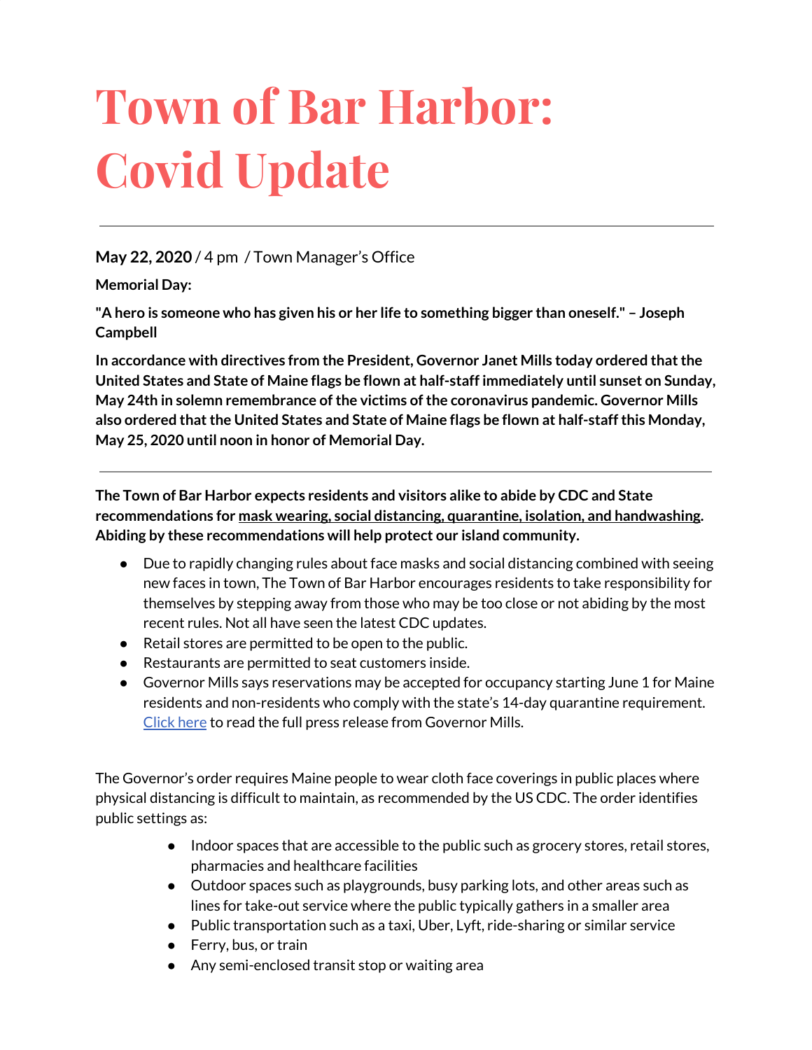# Town of Bar Harbor: Covid Update

---

**May 22, 2020** / 4 pm / Town Manager's Office

**Memorial Day:**

**"A hero is someone who has given his or her life to something bigger than oneself." – Joseph Campbell**

**In accordance with directives from the President, Governor Janet Mills today ordered that the United States and State of Maine flags be flown at half-staff immediately until sunset on Sunday, May 24th in solemn remembrance of the victims of the coronavirus pandemic. Governor Mills also ordered that the United States and State of Maine flags be flown at half-staff this Monday, May 25, 2020 until noon in honor of Memorial Day.**

---

**The Town of Bar Harbor expects residents and visitors alike to abide by CDC and State recommendations for mask wearing, social distancing, quarantine, isolation, and handwashing. Abiding by these recommendations will help protect our island community.**

- Due to rapidly changing rules about face masks and social distancing combined with seeing new faces in town, The Town of Bar Harbor encourages residents to take responsibility for themselves by stepping away from those who may be too close or not abiding by the most recent rules. Not all have seen the latest CDC updates.
- Retail stores are permitted to be open to the public.
- Restaurants are permitted to seat customers inside.
- Governor Mills says reservations may be accepted for occupancy starting June 1 for Maine residents and non-residents who comply with the state's 14-day quarantine requirement. Click here to read the full press release from Governor Mills.

The Governor's order requires Maine people to wear cloth face coverings in public places where physical distancing is difficult to maintain, as recommended by the US CDC. The order identifies public settings as:

- Indoor spaces that are accessible to the public such as grocery stores, retail stores, pharmacies and healthcare facilities
- Outdoor spaces such as playgrounds, busy parking lots, and other areas such as lines for take-out service where the public typically gathers in a smaller area
- Public transportation such as a taxi, Uber, Lyft, ride-sharing or similar service
- Ferry, bus, or train
- Any semi-enclosed transit stop or waiting area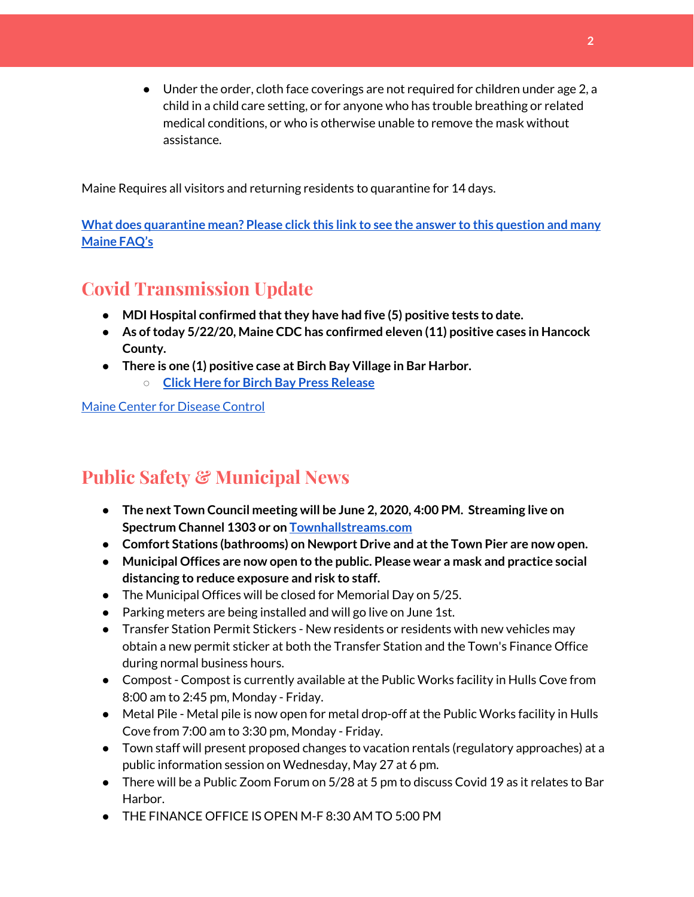- Under the order, cloth face coverings are not required for children under age 2, a child in a child care setting, or for anyone who has trouble breathing or related medical conditions, or who is otherwise unable to remove the mask without assistance.

Maine Requires all visitors and returning residents to quarantine for 14 days.

**What does quarantine mean? Please click this link to see the answer to this question and many Maine FAQ's**

## Covid Transmission Update

- **MDI Hospital confirmed that they have had five (5) positive tests to date.**
- **As of today 5/22/20, Maine CDC has confirmed eleven (11) positive cases in Hancock County.**
- **There is one (1) positive case at Birch Bay Village in Bar Harbor.**
  - **Click Here for Birch Bay Press Release**

Maine Center for Disease Control

## Public Safety & Municipal News

- **The next Town Council meeting will be June 2, 2020, 4:00 PM. Streaming live on Spectrum Channel 1303 or on Townhallstreams.com**
- **Comfort Stations (bathrooms) on Newport Drive and at the Town Pier are now open.**
- **Municipal Offices are now open to the public. Please wear a mask and practice social distancing to reduce exposure and risk to staff.**
- The Municipal Offices will be closed for Memorial Day on 5/25.
- Parking meters are being installed and will go live on June 1st.
- Transfer Station Permit Stickers - New residents or residents with new vehicles may obtain a new permit sticker at both the Transfer Station and the Town's Finance Office during normal business hours.
- Compost - Compost is currently available at the Public Works facility in Hulls Cove from 8:00 am to 2:45 pm, Monday - Friday.
- Metal Pile - Metal pile is now open for metal drop-off at the Public Works facility in Hulls Cove from 7:00 am to 3:30 pm, Monday - Friday.
- Town staff will present proposed changes to vacation rentals (regulatory approaches) at a public information session on Wednesday, May 27 at 6 pm.
- There will be a Public Zoom Forum on 5/28 at 5 pm to discuss Covid 19 as it relates to Bar Harbor.
- THE FINANCE OFFICE IS OPEN M-F 8:30 AM TO 5:00 PM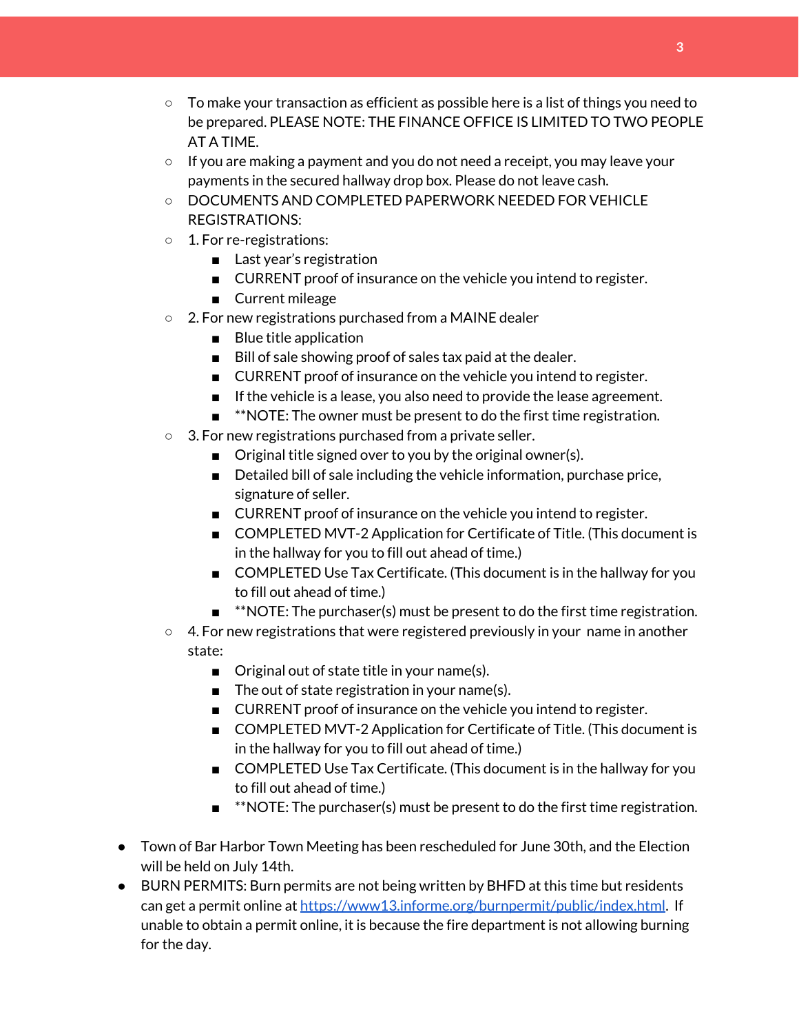- To make your transaction as efficient as possible here is a list of things you need to be prepared. PLEASE NOTE: THE FINANCE OFFICE IS LIMITED TO TWO PEOPLE AT A TIME.
    - If you are making a payment and you do not need a receipt, you may leave your payments in the secured hallway drop box. Please do not leave cash.
    - DOCUMENTS AND COMPLETED PAPERWORK NEEDED FOR VEHICLE REGISTRATIONS:
    - 1. For re-registrations:
        - Last year's registration
        - CURRENT proof of insurance on the vehicle you intend to register.
        - Current mileage
    - 2. For new registrations purchased from a MAINE dealer
        - Blue title application
        - Bill of sale showing proof of sales tax paid at the dealer.
        - CURRENT proof of insurance on the vehicle you intend to register.
        - If the vehicle is a lease, you also need to provide the lease agreement.
        - **NOTE: The owner must be present to do the first time registration.
    - 3. For new registrations purchased from a private seller.
        - Original title signed over to you by the original owner(s).
        - Detailed bill of sale including the vehicle information, purchase price, signature of seller.
        - CURRENT proof of insurance on the vehicle you intend to register.
        - COMPLETED MVT-2 Application for Certificate of Title. (This document is in the hallway for you to fill out ahead of time.)
        - COMPLETED Use Tax Certificate. (This document is in the hallway for you to fill out ahead of time.)
        - **NOTE: The purchaser(s) must be present to do the first time registration.
    - 4. For new registrations that were registered previously in your name in another state:
        - Original out of state title in your name(s).
        - The out of state registration in your name(s).
        - CURRENT proof of insurance on the vehicle you intend to register.
        - COMPLETED MVT-2 Application for Certificate of Title. (This document is in the hallway for you to fill out ahead of time.)
        - COMPLETED Use Tax Certificate. (This document is in the hallway for you to fill out ahead of time.)
        - **NOTE: The purchaser(s) must be present to do the first time registration.

- Town of Bar Harbor Town Meeting has been rescheduled for June 30th, and the Election will be held on July 14th.
- BURN PERMITS: Burn permits are not being written by BHFD at this time but residents can get a permit online at [https://www13.informe.org/burnpermit/public/index.html](https://www13.informe.org/burnpermit/public/index.html). If unable to obtain a permit online, it is because the fire department is not allowing burning for the day.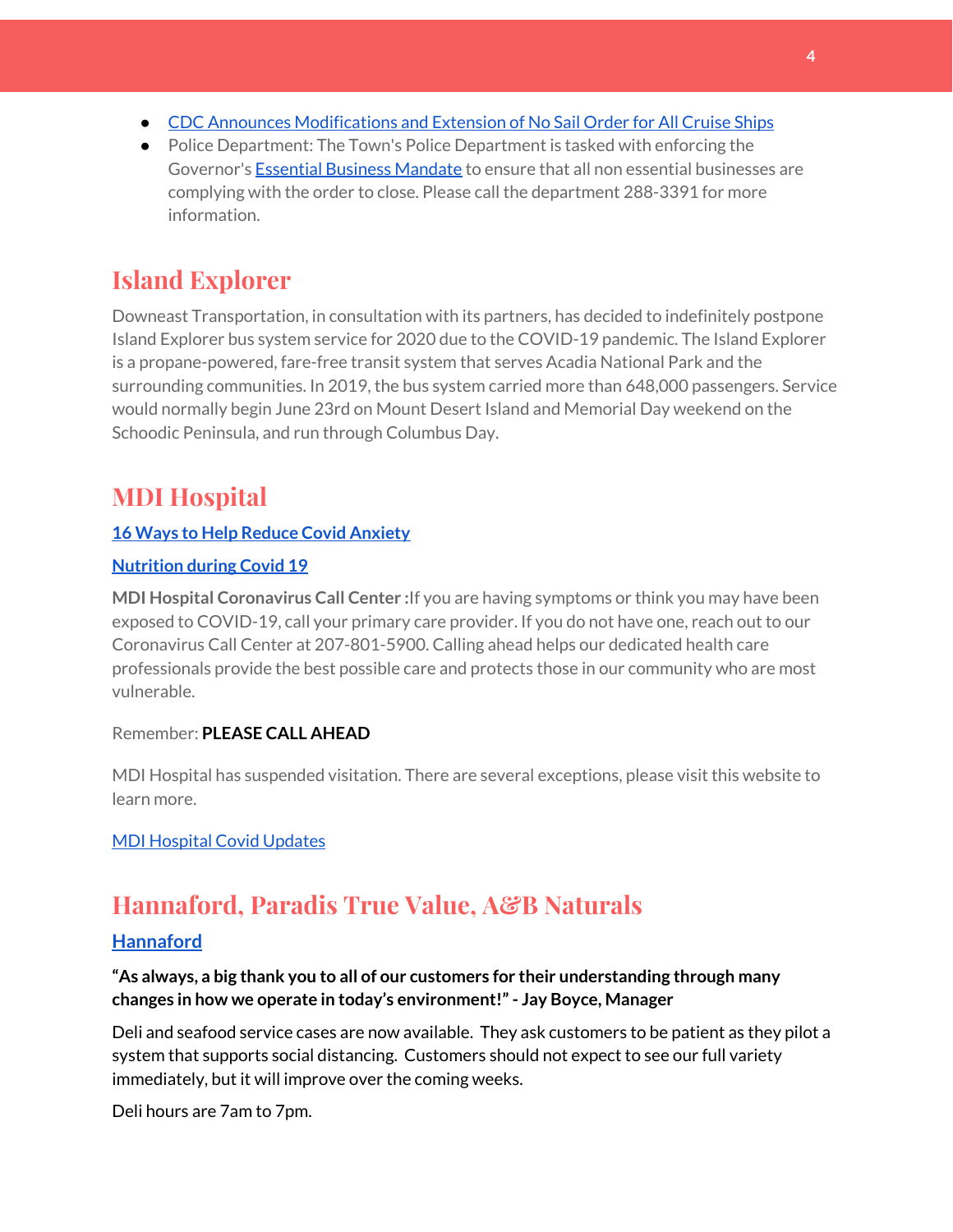- CDC Announces Modifications and Extension of No Sail Order for All Cruise Ships
- Police Department: The Town's Police Department is tasked with enforcing the Governor's Essential Business Mandate to ensure that all non essential businesses are complying with the order to close. Please call the department 288-3391 for more information.

## Island Explorer

Downeast Transportation, in consultation with its partners, has decided to indefinitely postpone Island Explorer bus system service for 2020 due to the COVID-19 pandemic. The Island Explorer is a propane-powered, fare-free transit system that serves Acadia National Park and the surrounding communities. In 2019, the bus system carried more than 648,000 passengers. Service would normally begin June 23rd on Mount Desert Island and Memorial Day weekend on the Schoodic Peninsula, and run through Columbus Day.

## MDI Hospital

**16 Ways to Help Reduce Covid Anxiety**

**Nutrition during Covid 19**

**MDI Hospital Coronavirus Call Center :** If you are having symptoms or think you may have been exposed to COVID-19, call your primary care provider. If you do not have one, reach out to our Coronavirus Call Center at 207-801-5900. Calling ahead helps our dedicated health care professionals provide the best possible care and protects those in our community who are most vulnerable.

Remember: **PLEASE CALL AHEAD**

MDI Hospital has suspended visitation. There are several exceptions, please visit this website to learn more.

MDI Hospital Covid Updates

## Hannaford, Paradis True Value, A&B Naturals

**Hannaford**

**"As always, a big thank you to all of our customers for their understanding through many changes in how we operate in today's environment!" - Jay Boyce, Manager**

Deli and seafood service cases are now available. They ask customers to be patient as they pilot a system that supports social distancing. Customers should not expect to see our full variety immediately, but it will improve over the coming weeks.

Deli hours are 7am to 7pm.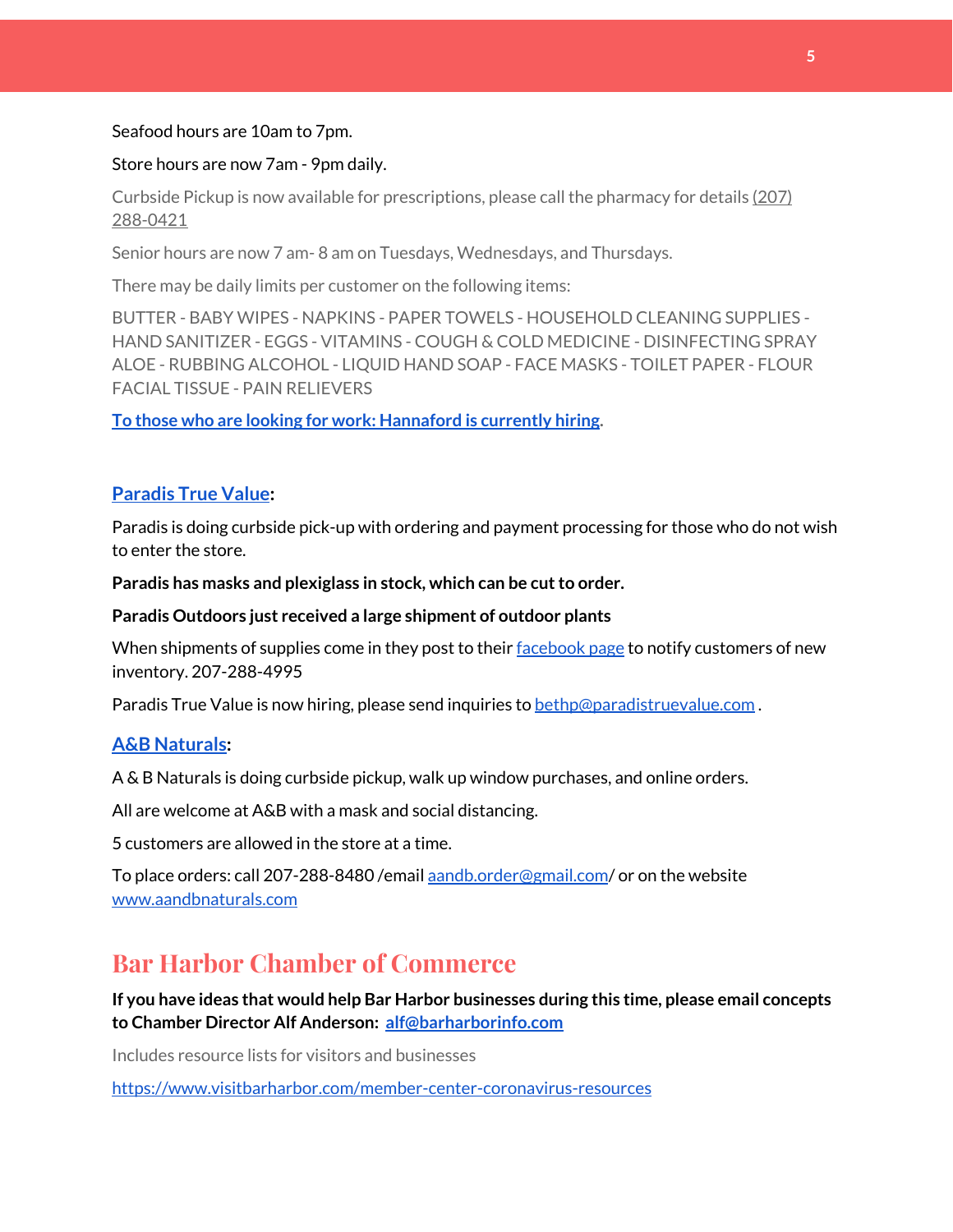Seafood hours are 10am to 7pm.

Store hours are now 7am - 9pm daily.

Curbside Pickup is now available for prescriptions, please call the pharmacy for details (207) 288-0421

Senior hours are now 7 am- 8 am on Tuesdays, Wednesdays, and Thursdays.

There may be daily limits per customer on the following items:

BUTTER - BABY WIPES - NAPKINS - PAPER TOWELS - HOUSEHOLD CLEANING SUPPLIES - HAND SANITIZER - EGGS - VITAMINS - COUGH & COLD MEDICINE - DISINFECTING SPRAY ALOE - RUBBING ALCOHOL - LIQUID HAND SOAP - FACE MASKS - TOILET PAPER - FLOUR FACIAL TISSUE - PAIN RELIEVERS

**To those who are looking for work: Hannaford is currently hiring**.

**Paradis True Value:**

Paradis is doing curbside pick-up with ordering and payment processing for those who do not wish to enter the store.

**Paradis has masks and plexiglass in stock, which can be cut to order.**

**Paradis Outdoors just received a large shipment of outdoor plants**

When shipments of supplies come in they post to their facebook page to notify customers of new inventory. 207-288-4995

Paradis True Value is now hiring, please send inquiries to bethp@paradistruevalue.com .

**A&B Naturals:**

A & B Naturals is doing curbside pickup, walk up window purchases, and online orders.

All are welcome at A&B with a mask and social distancing.

5 customers are allowed in the store at a time.

To place orders: call 207-288-8480 /email aandb.order@gmail.com/ or on the website www.aandbnaturals.com

## Bar Harbor Chamber of Commerce

**If you have ideas that would help Bar Harbor businesses during this time, please email concepts to Chamber Director Alf Anderson: alf@barharborinfo.com**

Includes resource lists for visitors and businesses

https://www.visitbarharbor.com/member-center-coronavirus-resources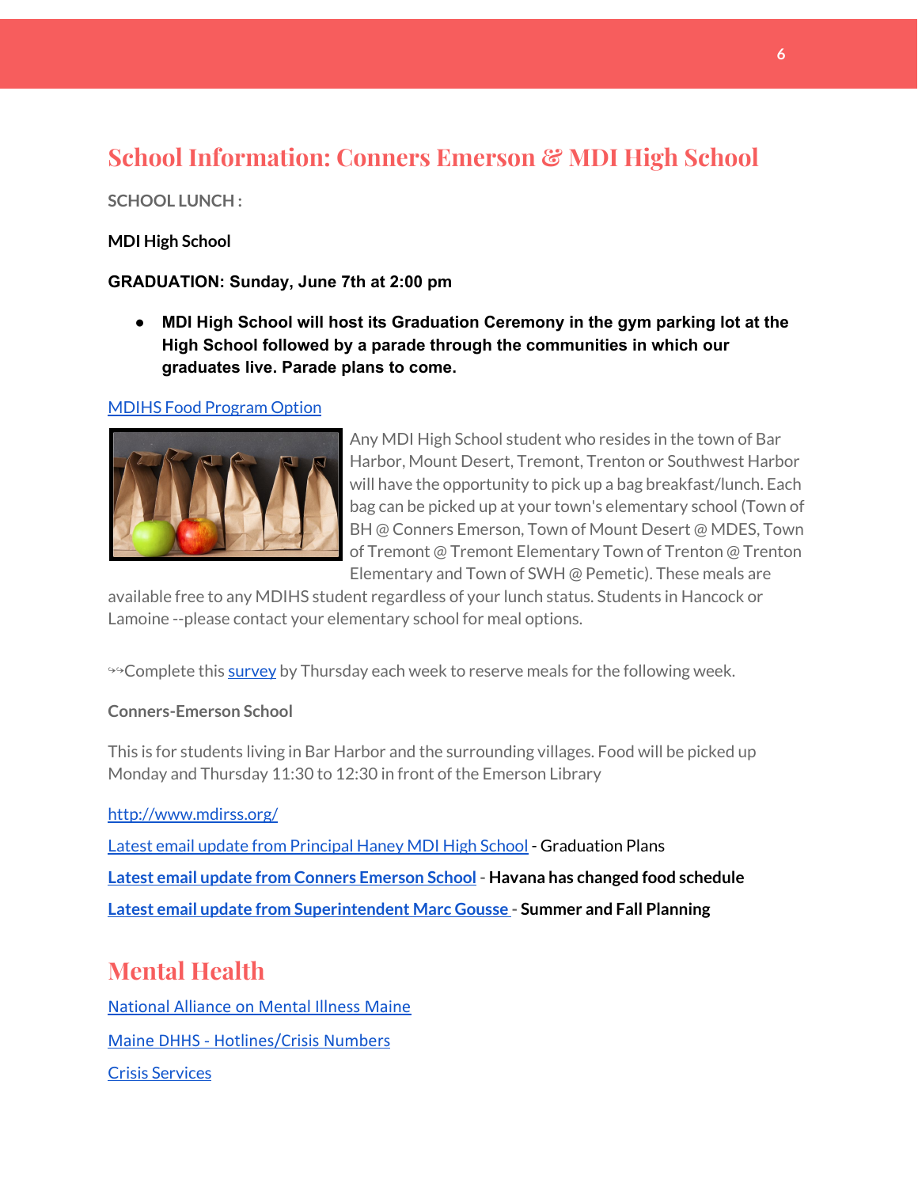## School Information: Conners Emerson & MDI High School

**SCHOOL LUNCH :**

**MDI High School**

**GRADUATION: Sunday, June 7th at 2:00 pm**

- **MDI High School will host its Graduation Ceremony in the gym parking lot at the High School followed by a parade through the communities in which our graduates live. Parade plans to come.**

MDIHS Food Program Option

Any MDI High School student who resides in the town of Bar Harbor, Mount Desert, Tremont, Trenton or Southwest Harbor will have the opportunity to pick up a bag breakfast/lunch. Each bag can be picked up at your town's elementary school (Town of BH @ Conners Emerson, Town of Mount Desert @ MDES, Town of Tremont @ Tremont Elementary Town of Trenton @ Trenton Elementary and Town of SWH @ Pemetic). These meals are available free to any MDIHS student regardless of your lunch status. Students in Hancock or Lamoine --please contact your elementary school for meal options.

↬Complete this survey by Thursday each week to reserve meals for the following week.

**Conners-Emerson School**

This is for students living in Bar Harbor and the surrounding villages. Food will be picked up Monday and Thursday 11:30 to 12:30 in front of the Emerson Library

http://www.mdirss.org/

Latest email update from Principal Haney MDI High School - Graduation Plans

**Latest email update from Conners Emerson School - Havana has changed food schedule**

**Latest email update from Superintendent Marc Gousse - Summer and Fall Planning**

## Mental Health

National Alliance on Mental Illness Maine

Maine DHHS - Hotlines/Crisis Numbers

Crisis Services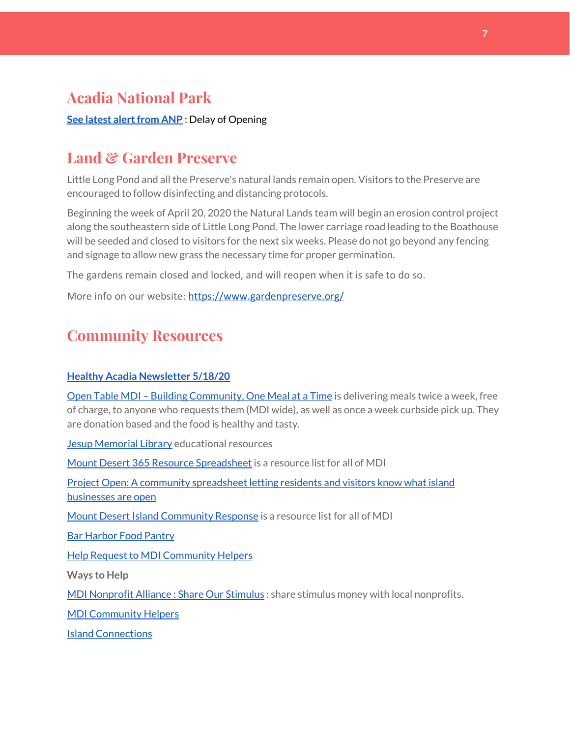## Acadia National Park

**See latest alert from ANP** **:** Delay of Opening

## Land & Garden Preserve

Little Long Pond and all the Preserve's natural lands remain open. Visitors to the Preserve are encouraged to follow disinfecting and distancing protocols.

Beginning the week of April 20, 2020 the Natural Lands team will begin an erosion control project along the southeastern side of Little Long Pond. The lower carriage road leading to the Boathouse will be seeded and closed to visitors for the next six weeks. Please do not go beyond any fencing and signage to allow new grass the necessary time for proper germination.

The gardens remain closed and locked, and will reopen when it is safe to do so.

More info on our website: https://www.gardenpreserve.org/

## Community Resources

**Healthy Acadia Newsletter 5/18/20**

Open Table MDI – Building Community, One Meal at a Time is delivering meals twice a week, free of charge, to anyone who requests them (MDI wide), as well as once a week curbside pick up. They are donation based and the food is healthy and tasty.

Jesup Memorial Library educational resources

Mount Desert 365 Resource Spreadsheet is a resource list for all of MDI

Project Open: A community spreadsheet letting residents and visitors know what island businesses are open

Mount Desert Island Community Response is a resource list for all of MDI

Bar Harbor Food Pantry

Help Request to MDI Community Helpers

**Ways to Help**

MDI Nonprofit Alliance : Share Our Stimulus : share stimulus money with local nonprofits.

MDI Community Helpers

Island Connections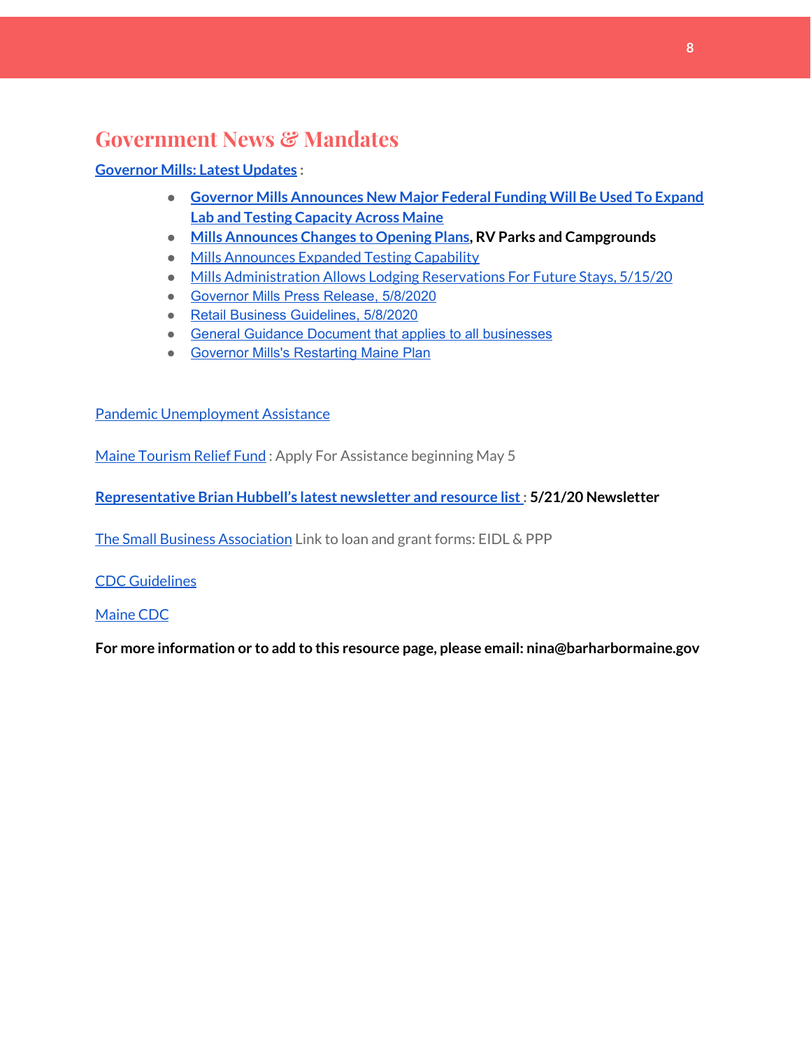# Government News & Mandates

**Governor Mills: Latest Updates :**

- **Governor Mills Announces New Major Federal Funding Will Be Used To Expand Lab and Testing Capacity Across Maine**
- **Mills Announces Changes to Opening Plans, RV Parks and Campgrounds**
- Mills Announces Expanded Testing Capability
- Mills Administration Allows Lodging Reservations For Future Stays, 5/15/20
- Governor Mills Press Release, 5/8/2020
- Retail Business Guidelines, 5/8/2020
- General Guidance Document that applies to all businesses
- Governor Mills's Restarting Maine Plan

Pandemic Unemployment Assistance

Maine Tourism Relief Fund : Apply For Assistance beginning May 5

**Representative Brian Hubbell's latest newsletter and resource list : 5/21/20 Newsletter**

The Small Business Association Link to loan and grant forms: EIDL & PPP

CDC Guidelines

Maine CDC

**For more information or to add to this resource page, please email: nina@barharbormaine.gov**